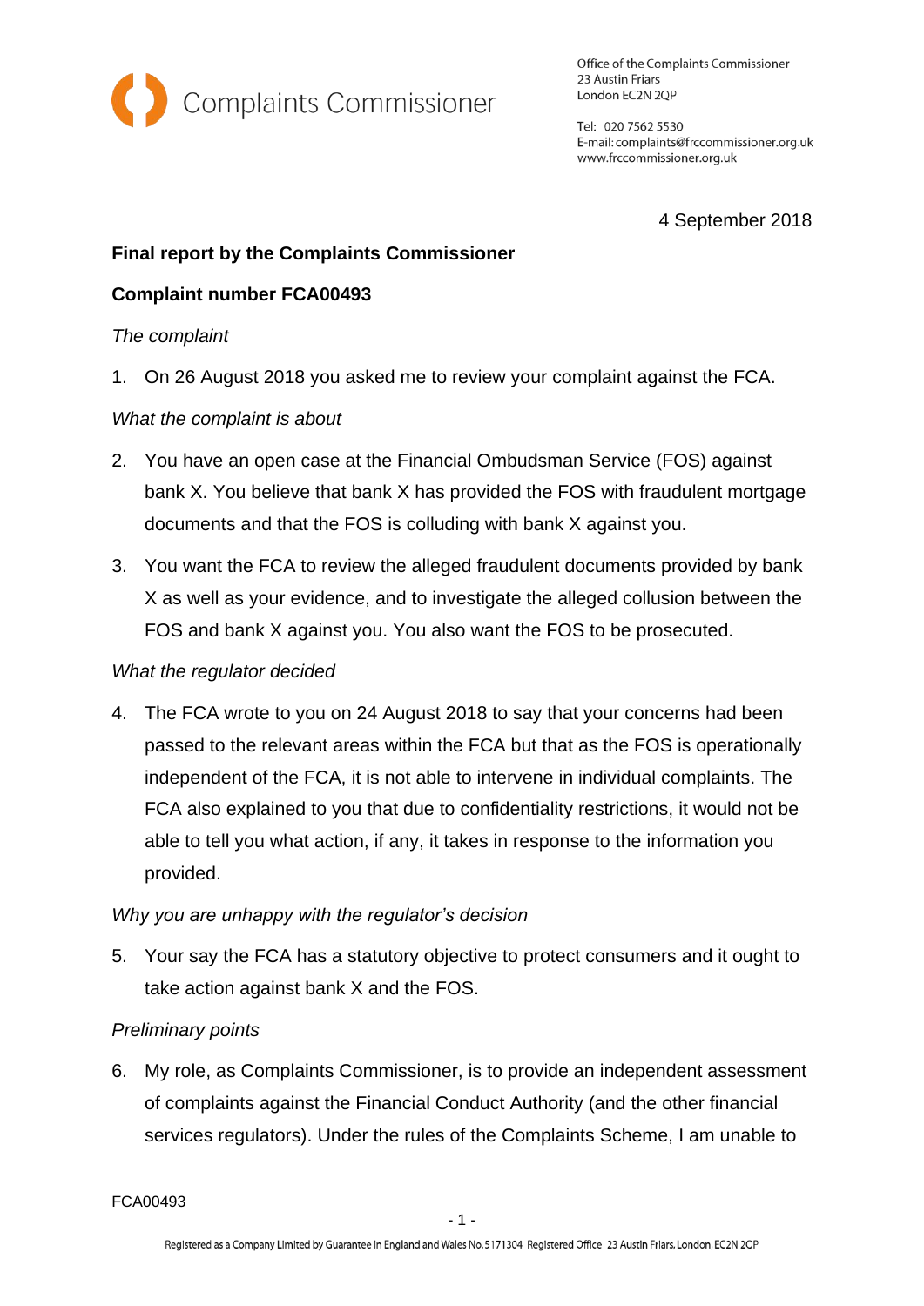Complaints Commissioner

Office of the Complaints Commissioner
23 Austin Friars
London EC2N 2QP

Tel: 020 7562 5530
E-mail: complaints@frccommissioner.org.uk
www.frccommissioner.org.uk

4 September 2018

**Final report by the Complaints Commissioner**

**Complaint number FCA00493**

*The complaint*

1. On 26 August 2018 you asked me to review your complaint against the FCA.

*What the complaint is about*

2. You have an open case at the Financial Ombudsman Service (FOS) against bank X. You believe that bank X has provided the FOS with fraudulent mortgage documents and that the FOS is colluding with bank X against you.

3. You want the FCA to review the alleged fraudulent documents provided by bank X as well as your evidence, and to investigate the alleged collusion between the FOS and bank X against you. You also want the FOS to be prosecuted.

*What the regulator decided*

4. The FCA wrote to you on 24 August 2018 to say that your concerns had been passed to the relevant areas within the FCA but that as the FOS is operationally independent of the FCA, it is not able to intervene in individual complaints. The FCA also explained to you that due to confidentiality restrictions, it would not be able to tell you what action, if any, it takes in response to the information you provided.

*Why you are unhappy with the regulator's decision*

5. Your say the FCA has a statutory objective to protect consumers and it ought to take action against bank X and the FOS.

*Preliminary points*

6. My role, as Complaints Commissioner, is to provide an independent assessment of complaints against the Financial Conduct Authority (and the other financial services regulators). Under the rules of the Complaints Scheme, I am unable to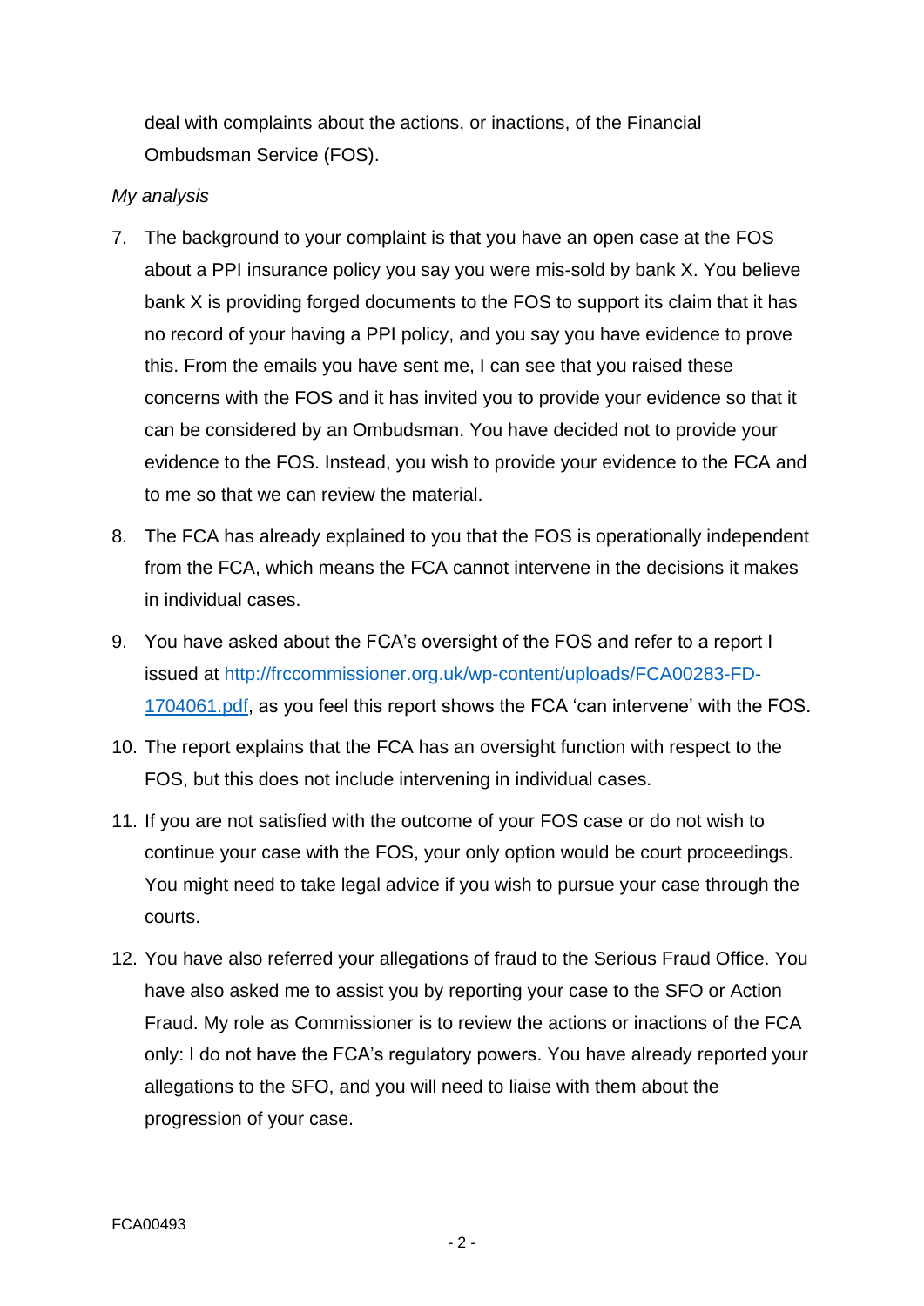deal with complaints about the actions, or inactions, of the Financial Ombudsman Service (FOS).

*My analysis*

7. The background to your complaint is that you have an open case at the FOS about a PPI insurance policy you say you were mis-sold by bank X. You believe bank X is providing forged documents to the FOS to support its claim that it has no record of your having a PPI policy, and you say you have evidence to prove this. From the emails you have sent me, I can see that you raised these concerns with the FOS and it has invited you to provide your evidence so that it can be considered by an Ombudsman. You have decided not to provide your evidence to the FOS. Instead, you wish to provide your evidence to the FCA and to me so that we can review the material.

8. The FCA has already explained to you that the FOS is operationally independent from the FCA, which means the FCA cannot intervene in the decisions it makes in individual cases.

9. You have asked about the FCA's oversight of the FOS and refer to a report I issued at [http://frccommissioner.org.uk/wp-content/uploads/FCA00283-FD-1704061.pdf](http://frccommissioner.org.uk/wp-content/uploads/FCA00283-FD-1704061.pdf), as you feel this report shows the FCA 'can intervene' with the FOS.

10. The report explains that the FCA has an oversight function with respect to the FOS, but this does not include intervening in individual cases.

11. If you are not satisfied with the outcome of your FOS case or do not wish to continue your case with the FOS, your only option would be court proceedings. You might need to take legal advice if you wish to pursue your case through the courts.

12. You have also referred your allegations of fraud to the Serious Fraud Office. You have also asked me to assist you by reporting your case to the SFO or Action Fraud. My role as Commissioner is to review the actions or inactions of the FCA only: I do not have the FCA's regulatory powers. You have already reported your allegations to the SFO, and you will need to liaise with them about the progression of your case.

FCA00493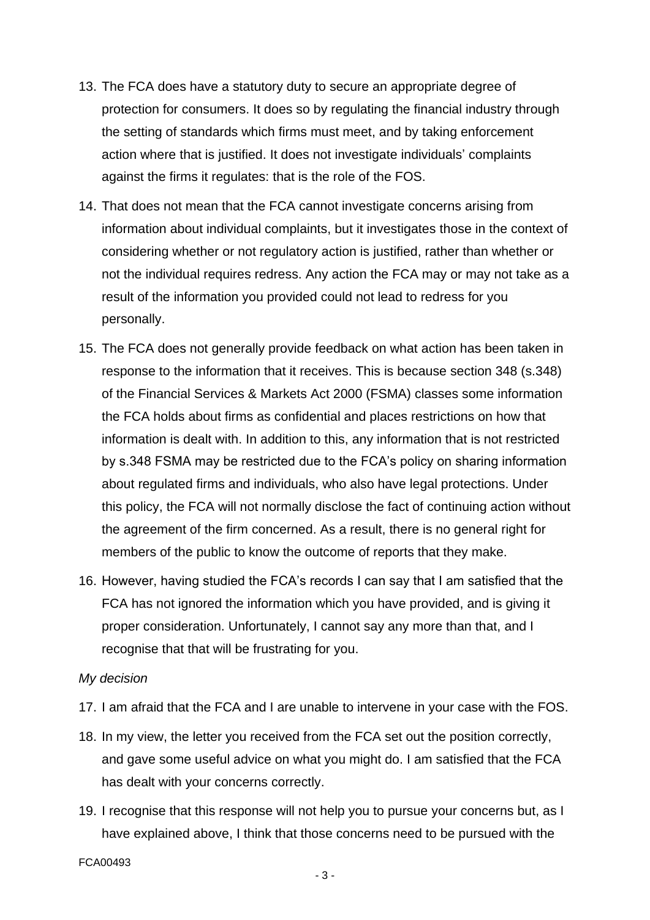13. The FCA does have a statutory duty to secure an appropriate degree of protection for consumers. It does so by regulating the financial industry through the setting of standards which firms must meet, and by taking enforcement action where that is justified. It does not investigate individuals' complaints against the firms it regulates: that is the role of the FOS.

14. That does not mean that the FCA cannot investigate concerns arising from information about individual complaints, but it investigates those in the context of considering whether or not regulatory action is justified, rather than whether or not the individual requires redress. Any action the FCA may or may not take as a result of the information you provided could not lead to redress for you personally.

15. The FCA does not generally provide feedback on what action has been taken in response to the information that it receives. This is because section 348 (s.348) of the Financial Services & Markets Act 2000 (FSMA) classes some information the FCA holds about firms as confidential and places restrictions on how that information is dealt with. In addition to this, any information that is not restricted by s.348 FSMA may be restricted due to the FCA's policy on sharing information about regulated firms and individuals, who also have legal protections. Under this policy, the FCA will not normally disclose the fact of continuing action without the agreement of the firm concerned. As a result, there is no general right for members of the public to know the outcome of reports that they make.

16. However, having studied the FCA's records I can say that I am satisfied that the FCA has not ignored the information which you have provided, and is giving it proper consideration. Unfortunately, I cannot say any more than that, and I recognise that that will be frustrating for you.

*My decision*

17. I am afraid that the FCA and I are unable to intervene in your case with the FOS.

18. In my view, the letter you received from the FCA set out the position correctly, and gave some useful advice on what you might do. I am satisfied that the FCA has dealt with your concerns correctly.

19. I recognise that this response will not help you to pursue your concerns but, as I have explained above, I think that those concerns need to be pursued with the

FCA00493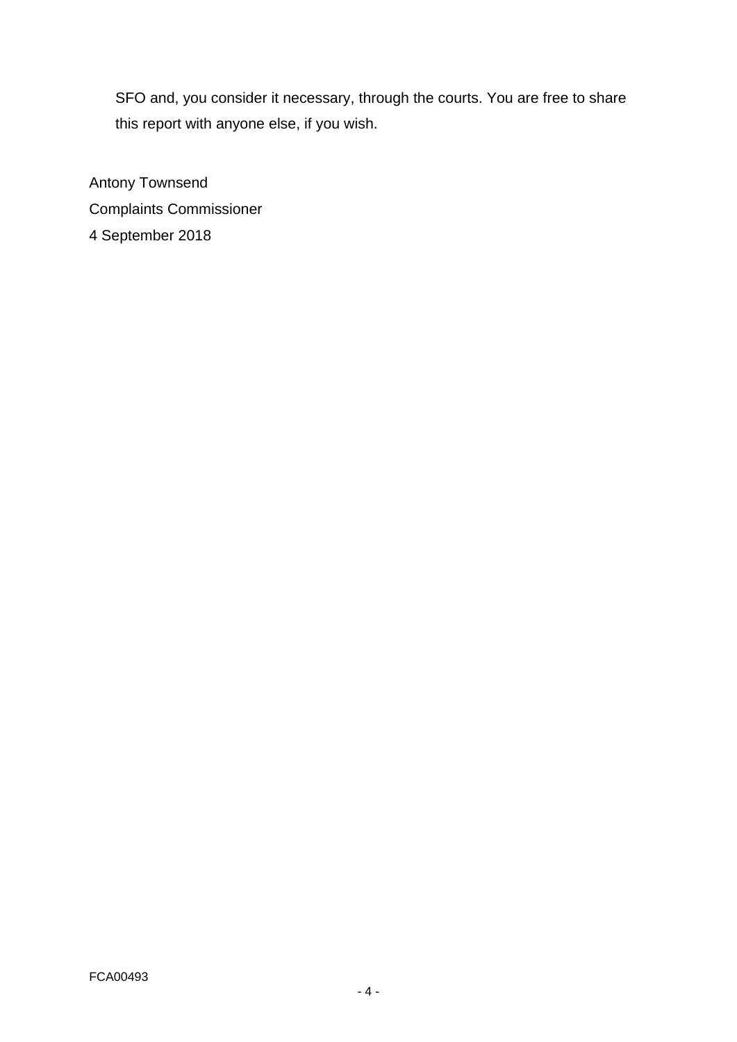SFO and, you consider it necessary, through the courts. You are free to share this report with anyone else, if you wish.

Antony Townsend
Complaints Commissioner
4 September 2018

FCA00493